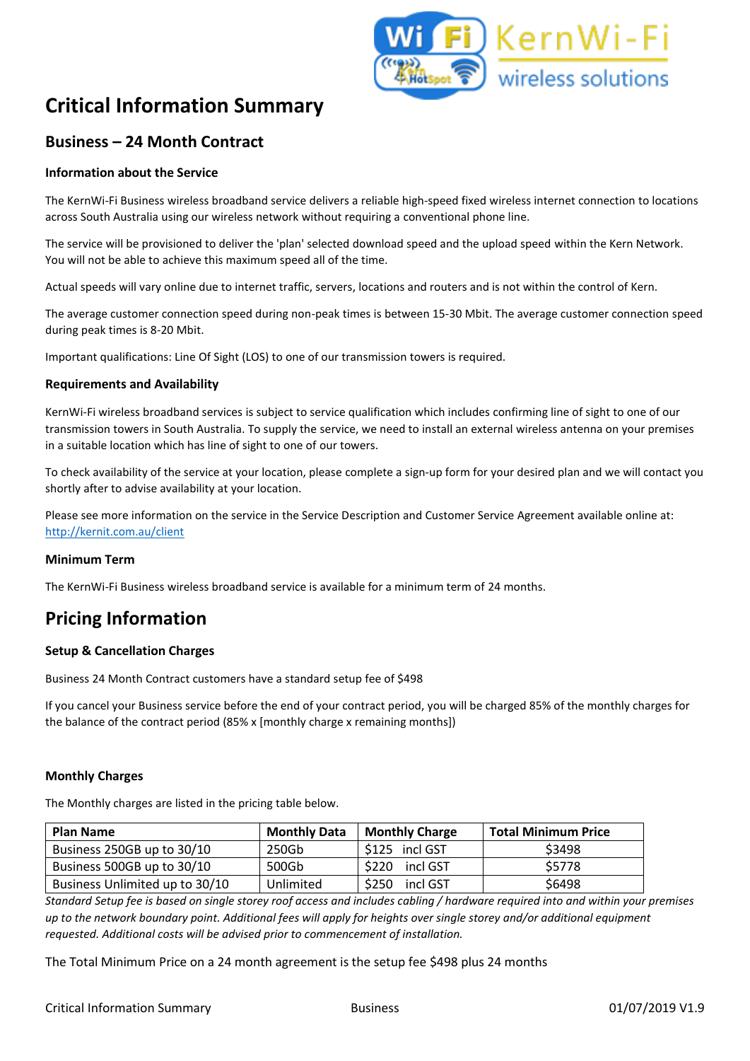# Critical Information Summary

## Business – 24 Month Contract

### Information about the Service

The KernWi-Fi Business wireless broadband service delivers a reliable high-speed fixed wireless internet connection to locations across South Australia using our wireless network without requiring a conventional phone line.

The service will be provisioned to deliver the 'plan' selected download speed and the upload speed within the Kern Network. You will not be able to achieve this maximum speed all of the time.

Actual speeds will vary online due to internet traffic, servers, locations and routers and is not within the control of Kern.

The average customer connection speed during non-peak times is between 15-30 Mbit. The average customer connection speed during peak times is 8-20 Mbit.

Important qualifications: Line Of Sight (LOS) to one of our transmission towers is required.

### Requirements and Availability

KernWi-Fi wireless broadband services is subject to service qualification which includes confirming line of sight to one of our transmission towers in South Australia. To supply the service, we need to install an external wireless antenna on your premises in a suitable location which has line of sight to one of our towers.

To check availability of the service at your location, please complete a sign-up form for your desired plan and we will contact you shortly after to advise availability at your location.

Please see more information on the service in the Service Description and Customer Service Agreement available online at: [http://kernit.com.au/client](http://kernit.com.au/client)

### Minimum Term

The KernWi-Fi Business wireless broadband service is available for a minimum term of 24 months.

# Pricing Information

### Setup & Cancellation Charges

Business 24 Month Contract customers have a standard setup fee of $498

If you cancel your Business service before the end of your contract period, you will be charged 85% of the monthly charges for the balance of the contract period (85% x [monthly charge x remaining months])

### Monthly Charges

The Monthly charges are listed in the pricing table below.

| Plan Name | Monthly Data | Monthly Charge | Total Minimum Price |
|---|---|---|---|
| Business 250GB up to 30/10 | 250Gb | $125 incl GST | $3498 |
| Business 500GB up to 30/10 | 500Gb | $220 incl GST | $5778 |
| Business Unlimited up to 30/10 | Unlimited | $250 incl GST | $6498 |

*Standard Setup fee is based on single storey roof access and includes cabling / hardware required into and within your premises up to the network boundary point. Additional fees will apply for heights over single storey and/or additional equipment requested. Additional costs will be advised prior to commencement of installation.*

The Total Minimum Price on a 24 month agreement is the setup fee $498 plus 24 months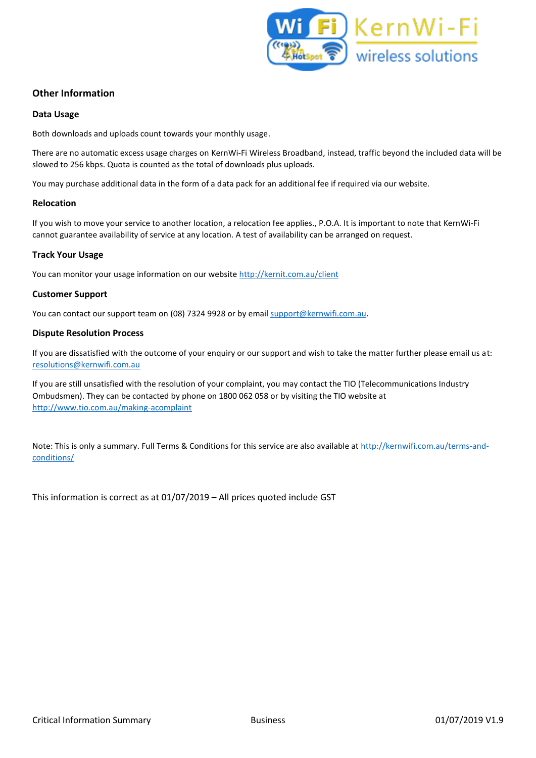## Other Information

### Data Usage

Both downloads and uploads count towards your monthly usage.

There are no automatic excess usage charges on KernWi-Fi Wireless Broadband, instead, traffic beyond the included data will be slowed to 256 kbps. Quota is counted as the total of downloads plus uploads.

You may purchase additional data in the form of a data pack for an additional fee if required via our website.

### Relocation

If you wish to move your service to another location, a relocation fee applies., P.O.A. It is important to note that KernWi-Fi cannot guarantee availability of service at any location. A test of availability can be arranged on request.

### Track Your Usage

You can monitor your usage information on our website http://kernit.com.au/client

### Customer Support

You can contact our support team on (08) 7324 9928 or by email support@kernwifi.com.au.

### Dispute Resolution Process

If you are dissatisfied with the outcome of your enquiry or our support and wish to take the matter further please email us at: resolutions@kernwifi.com.au

If you are still unsatisfied with the resolution of your complaint, you may contact the TIO (Telecommunications Industry Ombudsmen). They can be contacted by phone on 1800 062 058 or by visiting the TIO website at http://www.tio.com.au/making-acomplaint

Note: This is only a summary. Full Terms & Conditions for this service are also available at http://kernwifi.com.au/terms-and-conditions/

This information is correct as at 01/07/2019 – All prices quoted include GST